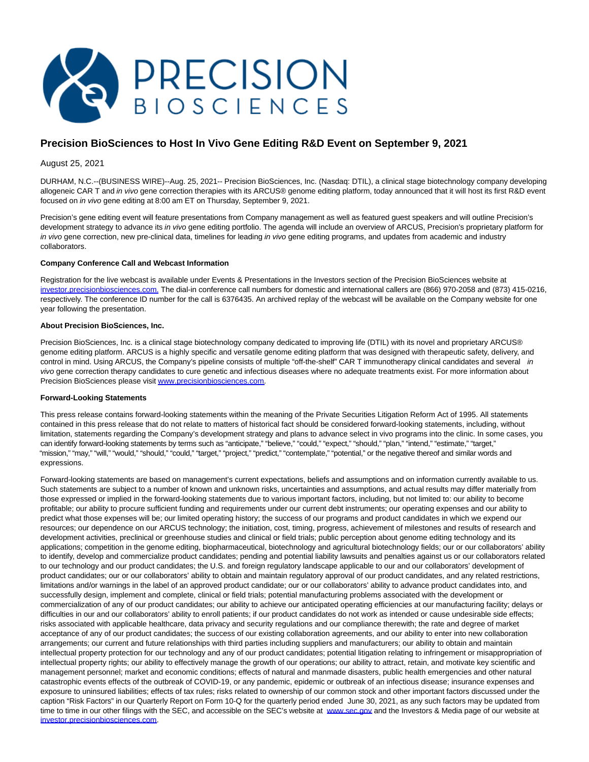# Precision BioSciences to Host In Vivo Gene Editing R&D Event on September 9, 2021

August 25, 2021

DURHAM, N.C.--(BUSINESS WIRE)--Aug. 25, 2021-- Precision BioSciences, Inc. (Nasdaq: DTIL), a clinical stage biotechnology company developing allogeneic CAR T and *in vivo* gene correction therapies with its ARCUS® genome editing platform, today announced that it will host its first R&D event focused on *in vivo* gene editing at 8:00 am ET on Thursday, September 9, 2021.

Precision's gene editing event will feature presentations from Company management as well as featured guest speakers and will outline Precision's development strategy to advance its *in vivo* gene editing portfolio. The agenda will include an overview of ARCUS, Precision's proprietary platform for *in vivo* gene correction, new pre-clinical data, timelines for leading *in vivo* gene editing programs, and updates from academic and industry collaborators.

**Company Conference Call and Webcast Information**

Registration for the live webcast is available under Events & Presentations in the Investors section of the Precision BioSciences website at investor.precisionbiosciences.com. The dial-in conference call numbers for domestic and international callers are (866) 970-2058 and (873) 415-0216, respectively. The conference ID number for the call is 6376435. An archived replay of the webcast will be available on the Company website for one year following the presentation.

**About Precision BioSciences, Inc.**

Precision BioSciences, Inc. is a clinical stage biotechnology company dedicated to improving life (DTIL) with its novel and proprietary ARCUS® genome editing platform. ARCUS is a highly specific and versatile genome editing platform that was designed with therapeutic safety, delivery, and control in mind. Using ARCUS, the Company's pipeline consists of multiple "off-the-shelf" CAR T immunotherapy clinical candidates and several *in vivo* gene correction therapy candidates to cure genetic and infectious diseases where no adequate treatments exist. For more information about Precision BioSciences please visit www.precisionbiosciences.com.

**Forward-Looking Statements**

This press release contains forward-looking statements within the meaning of the Private Securities Litigation Reform Act of 1995. All statements contained in this press release that do not relate to matters of historical fact should be considered forward-looking statements, including, without limitation, statements regarding the Company's development strategy and plans to advance select in vivo programs into the clinic. In some cases, you can identify forward-looking statements by terms such as "anticipate," "believe," "could," "expect," "should," "plan," "intend," "estimate," "target," "mission," "may," "will," "would," "should," "could," "target," "project," "predict," "contemplate," "potential," or the negative thereof and similar words and expressions.

Forward-looking statements are based on management's current expectations, beliefs and assumptions and on information currently available to us. Such statements are subject to a number of known and unknown risks, uncertainties and assumptions, and actual results may differ materially from those expressed or implied in the forward-looking statements due to various important factors, including, but not limited to: our ability to become profitable; our ability to procure sufficient funding and requirements under our current debt instruments; our operating expenses and our ability to predict what those expenses will be; our limited operating history; the success of our programs and product candidates in which we expend our resources; our dependence on our ARCUS technology; the initiation, cost, timing, progress, achievement of milestones and results of research and development activities, preclinical or greenhouse studies and clinical or field trials; public perception about genome editing technology and its applications; competition in the genome editing, biopharmaceutical, biotechnology and agricultural biotechnology fields; our or our collaborators' ability to identify, develop and commercialize product candidates; pending and potential liability lawsuits and penalties against us or our collaborators related to our technology and our product candidates; the U.S. and foreign regulatory landscape applicable to our and our collaborators' development of product candidates; our or our collaborators' ability to obtain and maintain regulatory approval of our product candidates, and any related restrictions, limitations and/or warnings in the label of an approved product candidate; our or our collaborators' ability to advance product candidates into, and successfully design, implement and complete, clinical or field trials; potential manufacturing problems associated with the development or commercialization of any of our product candidates; our ability to achieve our anticipated operating efficiencies at our manufacturing facility; delays or difficulties in our and our collaborators' ability to enroll patients; if our product candidates do not work as intended or cause undesirable side effects; risks associated with applicable healthcare, data privacy and security regulations and our compliance therewith; the rate and degree of market acceptance of any of our product candidates; the success of our existing collaboration agreements, and our ability to enter into new collaboration arrangements; our current and future relationships with third parties including suppliers and manufacturers; our ability to obtain and maintain intellectual property protection for our technology and any of our product candidates; potential litigation relating to infringement or misappropriation of intellectual property rights; our ability to effectively manage the growth of our operations; our ability to attract, retain, and motivate key scientific and management personnel; market and economic conditions; effects of natural and manmade disasters, public health emergencies and other natural catastrophic events effects of the outbreak of COVID-19, or any pandemic, epidemic or outbreak of an infectious disease; insurance expenses and exposure to uninsured liabilities; effects of tax rules; risks related to ownership of our common stock and other important factors discussed under the caption "Risk Factors" in our Quarterly Report on Form 10-Q for the quarterly period ended June 30, 2021, as any such factors may be updated from time to time in our other filings with the SEC, and accessible on the SEC's website at www.sec.gov and the Investors & Media page of our website at investor.precisionbiosciences.com.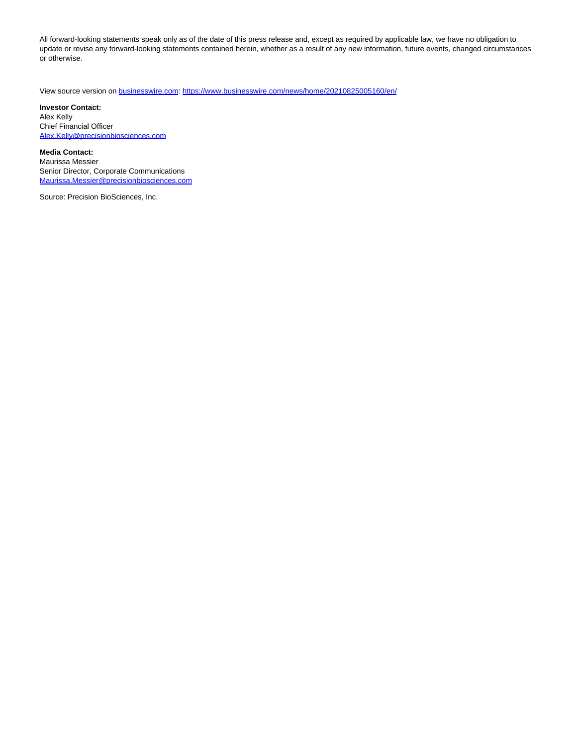All forward-looking statements speak only as of the date of this press release and, except as required by applicable law, we have no obligation to update or revise any forward-looking statements contained herein, whether as a result of any new information, future events, changed circumstances or otherwise.

View source version on businesswire.com: https://www.businesswire.com/news/home/20210825005160/en/

**Investor Contact:**
Alex Kelly
Chief Financial Officer
Alex.Kelly@precisionbiosciences.com

**Media Contact:**
Maurissa Messier
Senior Director, Corporate Communications
Maurissa.Messier@precisionbiosciences.com

Source: Precision BioSciences, Inc.